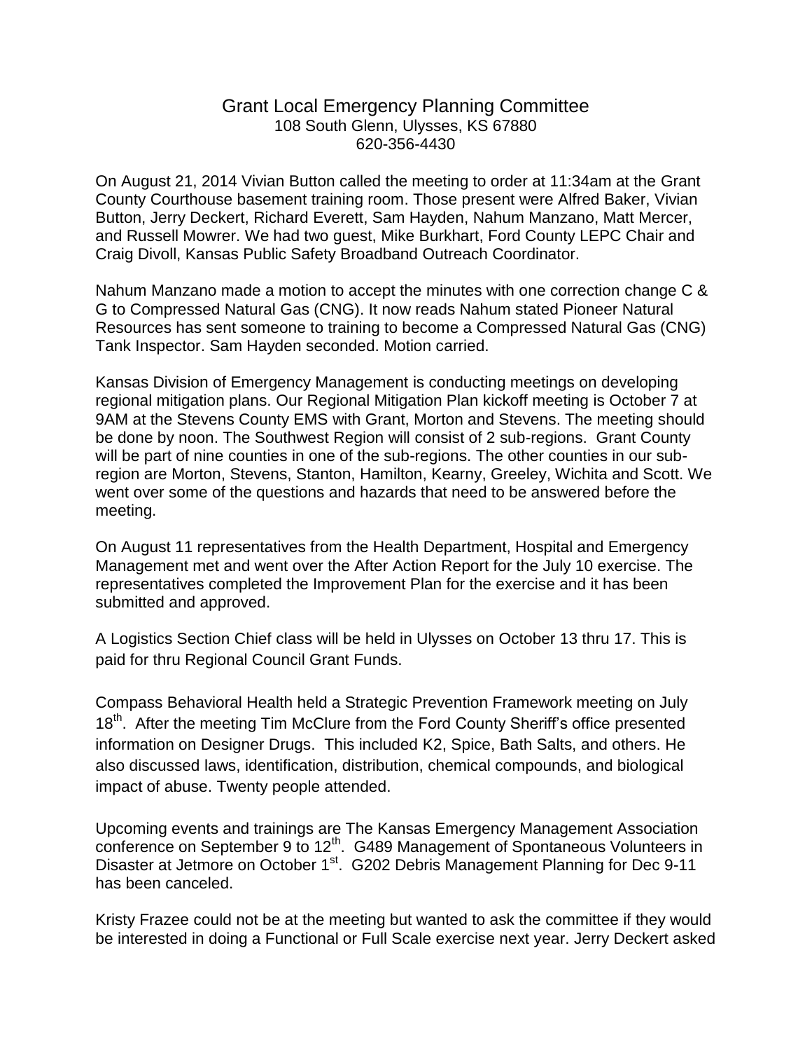# Grant Local Emergency Planning Committee

108 South Glenn, Ulysses, KS 67880
620-356-4430

On August 21, 2014 Vivian Button called the meeting to order at 11:34am at the Grant County Courthouse basement training room. Those present were Alfred Baker, Vivian Button, Jerry Deckert, Richard Everett, Sam Hayden, Nahum Manzano, Matt Mercer, and Russell Mowrer. We had two guest, Mike Burkhart, Ford County LEPC Chair and Craig Divoll, Kansas Public Safety Broadband Outreach Coordinator.

Nahum Manzano made a motion to accept the minutes with one correction change C & G to Compressed Natural Gas (CNG). It now reads Nahum stated Pioneer Natural Resources has sent someone to training to become a Compressed Natural Gas (CNG) Tank Inspector. Sam Hayden seconded. Motion carried.

Kansas Division of Emergency Management is conducting meetings on developing regional mitigation plans. Our Regional Mitigation Plan kickoff meeting is October 7 at 9AM at the Stevens County EMS with Grant, Morton and Stevens. The meeting should be done by noon. The Southwest Region will consist of 2 sub-regions. Grant County will be part of nine counties in one of the sub-regions. The other counties in our sub-region are Morton, Stevens, Stanton, Hamilton, Kearny, Greeley, Wichita and Scott. We went over some of the questions and hazards that need to be answered before the meeting.

On August 11 representatives from the Health Department, Hospital and Emergency Management met and went over the After Action Report for the July 10 exercise. The representatives completed the Improvement Plan for the exercise and it has been submitted and approved.

A Logistics Section Chief class will be held in Ulysses on October 13 thru 17. This is paid for thru Regional Council Grant Funds.

Compass Behavioral Health held a Strategic Prevention Framework meeting on July 18th. After the meeting Tim McClure from the Ford County Sheriff's office presented information on Designer Drugs. This included K2, Spice, Bath Salts, and others. He also discussed laws, identification, distribution, chemical compounds, and biological impact of abuse. Twenty people attended.

Upcoming events and trainings are The Kansas Emergency Management Association conference on September 9 to 12th. G489 Management of Spontaneous Volunteers in Disaster at Jetmore on October 1st. G202 Debris Management Planning for Dec 9-11 has been canceled.

Kristy Frazee could not be at the meeting but wanted to ask the committee if they would be interested in doing a Functional or Full Scale exercise next year. Jerry Deckert asked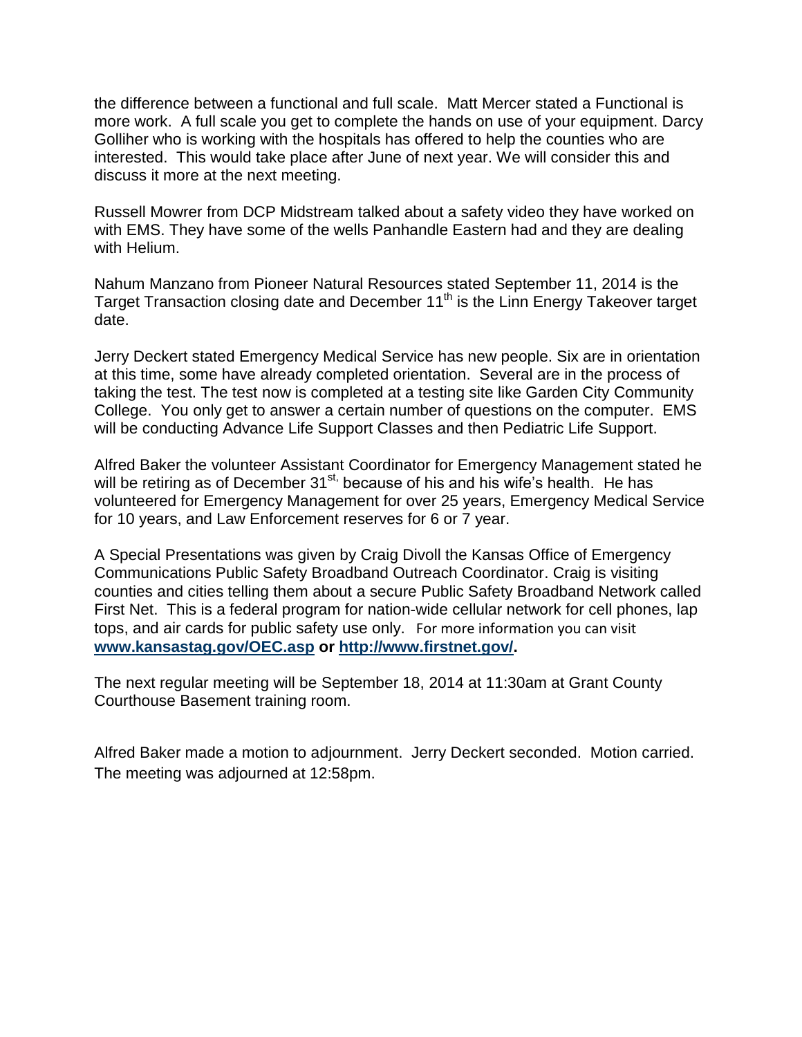the difference between a functional and full scale. Matt Mercer stated a Functional is more work. A full scale you get to complete the hands on use of your equipment. Darcy Golliher who is working with the hospitals has offered to help the counties who are interested. This would take place after June of next year. We will consider this and discuss it more at the next meeting.

Russell Mowrer from DCP Midstream talked about a safety video they have worked on with EMS. They have some of the wells Panhandle Eastern had and they are dealing with Helium.

Nahum Manzano from Pioneer Natural Resources stated September 11, 2014 is the Target Transaction closing date and December 11th is the Linn Energy Takeover target date.

Jerry Deckert stated Emergency Medical Service has new people. Six are in orientation at this time, some have already completed orientation. Several are in the process of taking the test. The test now is completed at a testing site like Garden City Community College. You only get to answer a certain number of questions on the computer. EMS will be conducting Advance Life Support Classes and then Pediatric Life Support.

Alfred Baker the volunteer Assistant Coordinator for Emergency Management stated he will be retiring as of December 31st, because of his and his wife's health. He has volunteered for Emergency Management for over 25 years, Emergency Medical Service for 10 years, and Law Enforcement reserves for 6 or 7 year.

A Special Presentations was given by Craig Divoll the Kansas Office of Emergency Communications Public Safety Broadband Outreach Coordinator. Craig is visiting counties and cities telling them about a secure Public Safety Broadband Network called First Net. This is a federal program for nation-wide cellular network for cell phones, lap tops, and air cards for public safety use only. For more information you can visit **[www.kansastag.gov/OEC.asp](http://www.kansastag.gov/OEC.asp) or [http://www.firstnet.gov/](http://www.firstnet.gov/).**

The next regular meeting will be September 18, 2014 at 11:30am at Grant County Courthouse Basement training room.

Alfred Baker made a motion to adjournment. Jerry Deckert seconded. Motion carried. The meeting was adjourned at 12:58pm.